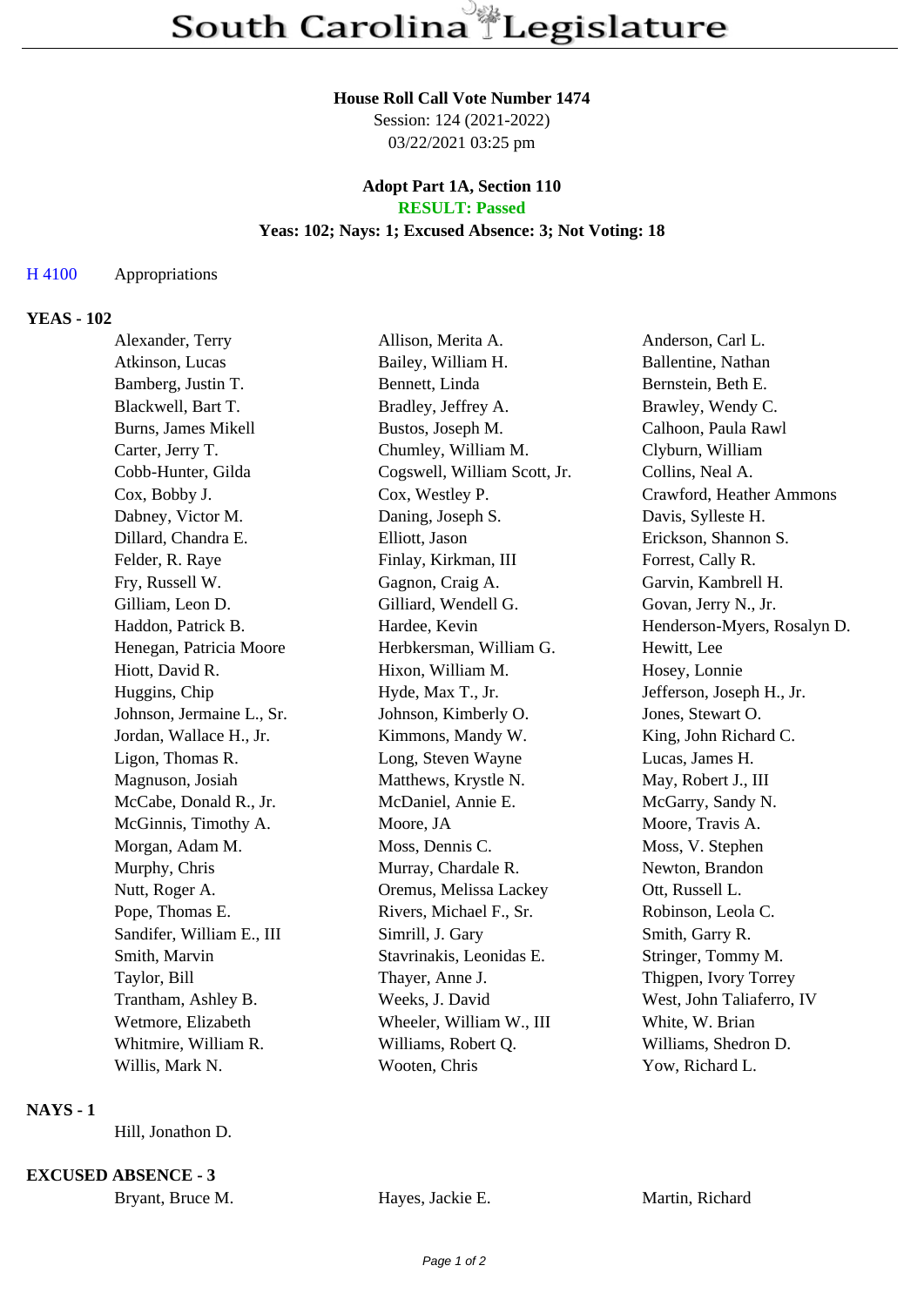# South Carolina Legislature

**House Roll Call Vote Number 1474**
Session: 124 (2021-2022)
03/22/2021 03:25 pm

**Adopt Part 1A, Section 110**
**RESULT: Passed**
**Yeas: 102; Nays: 1; Excused Absence: 3; Not Voting: 18**

H 4100 Appropriations

**YEAS - 102**

| | | |
|---|---|---|
| Alexander, Terry | Allison, Merita A. | Anderson, Carl L. |
| Atkinson, Lucas | Bailey, William H. | Ballentine, Nathan |
| Bamberg, Justin T. | Bennett, Linda | Bernstein, Beth E. |
| Blackwell, Bart T. | Bradley, Jeffrey A. | Brawley, Wendy C. |
| Burns, James Mikell | Bustos, Joseph M. | Calhoon, Paula Rawl |
| Carter, Jerry T. | Chumley, William M. | Clyburn, William |
| Cobb-Hunter, Gilda | Cogswell, William Scott, Jr. | Collins, Neal A. |
| Cox, Bobby J. | Cox, Westley P. | Crawford, Heather Ammons |
| Dabney, Victor M. | Daning, Joseph S. | Davis, Sylleste H. |
| Dillard, Chandra E. | Elliott, Jason | Erickson, Shannon S. |
| Felder, R. Raye | Finlay, Kirkman, III | Forrest, Cally R. |
| Fry, Russell W. | Gagnon, Craig A. | Garvin, Kambrell H. |
| Gilliam, Leon D. | Gilliard, Wendell G. | Govan, Jerry N., Jr. |
| Haddon, Patrick B. | Hardee, Kevin | Henderson-Myers, Rosalyn D. |
| Henegan, Patricia Moore | Herbkersman, William G. | Hewitt, Lee |
| Hiott, David R. | Hixon, William M. | Hosey, Lonnie |
| Huggins, Chip | Hyde, Max T., Jr. | Jefferson, Joseph H., Jr. |
| Johnson, Jermaine L., Sr. | Johnson, Kimberly O. | Jones, Stewart O. |
| Jordan, Wallace H., Jr. | Kimmons, Mandy W. | King, John Richard C. |
| Ligon, Thomas R. | Long, Steven Wayne | Lucas, James H. |
| Magnuson, Josiah | Matthews, Krystle N. | May, Robert J., III |
| McCabe, Donald R., Jr. | McDaniel, Annie E. | McGarry, Sandy N. |
| McGinnis, Timothy A. | Moore, JA | Moore, Travis A. |
| Morgan, Adam M. | Moss, Dennis C. | Moss, V. Stephen |
| Murphy, Chris | Murray, Chardale R. | Newton, Brandon |
| Nutt, Roger A. | Oremus, Melissa Lackey | Ott, Russell L. |
| Pope, Thomas E. | Rivers, Michael F., Sr. | Robinson, Leola C. |
| Sandifer, William E., III | Simrill, J. Gary | Smith, Garry R. |
| Smith, Marvin | Stavrinakis, Leonidas E. | Stringer, Tommy M. |
| Taylor, Bill | Thayer, Anne J. | Thigpen, Ivory Torrey |
| Trantham, Ashley B. | Weeks, J. David | West, John Taliaferro, IV |
| Wetmore, Elizabeth | Wheeler, William W., III | White, W. Brian |
| Whitmire, William R. | Williams, Robert Q. | Williams, Shedron D. |
| Willis, Mark N. | Wooten, Chris | Yow, Richard L. |

**NAYS - 1**

Hill, Jonathon D.

**EXCUSED ABSENCE - 3**

| | | |
|---|---|---|
| Bryant, Bruce M. | Hayes, Jackie E. | Martin, Richard |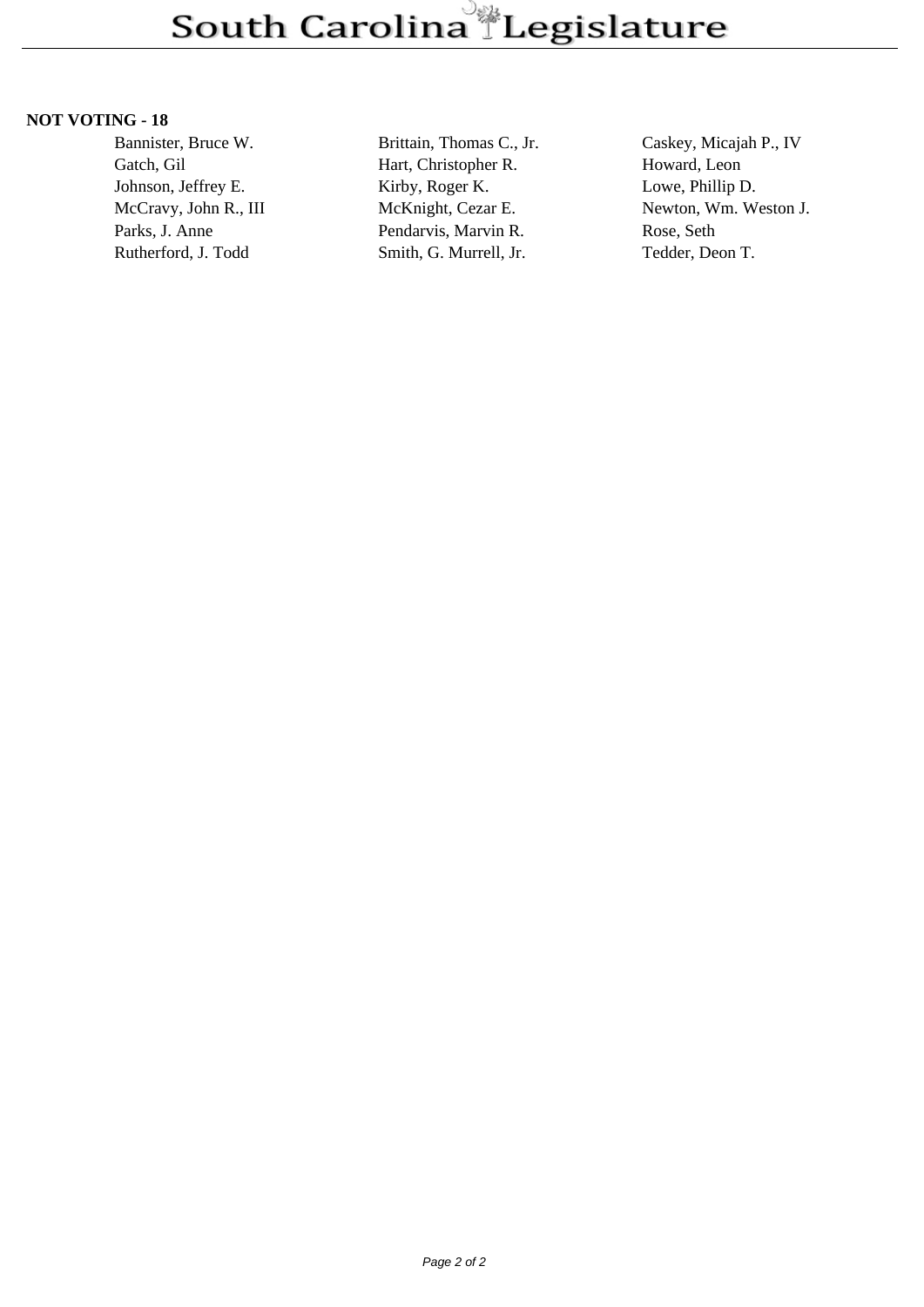**NOT VOTING - 18**

| | | |
|---|---|---|
| Bannister, Bruce W. | Brittain, Thomas C., Jr. | Caskey, Micajah P., IV |
| Gatch, Gil | Hart, Christopher R. | Howard, Leon |
| Johnson, Jeffrey E. | Kirby, Roger K. | Lowe, Phillip D. |
| McCravy, John R., III | McKnight, Cezar E. | Newton, Wm. Weston J. |
| Parks, J. Anne | Pendarvis, Marvin R. | Rose, Seth |
| Rutherford, J. Todd | Smith, G. Murrell, Jr. | Tedder, Deon T. |